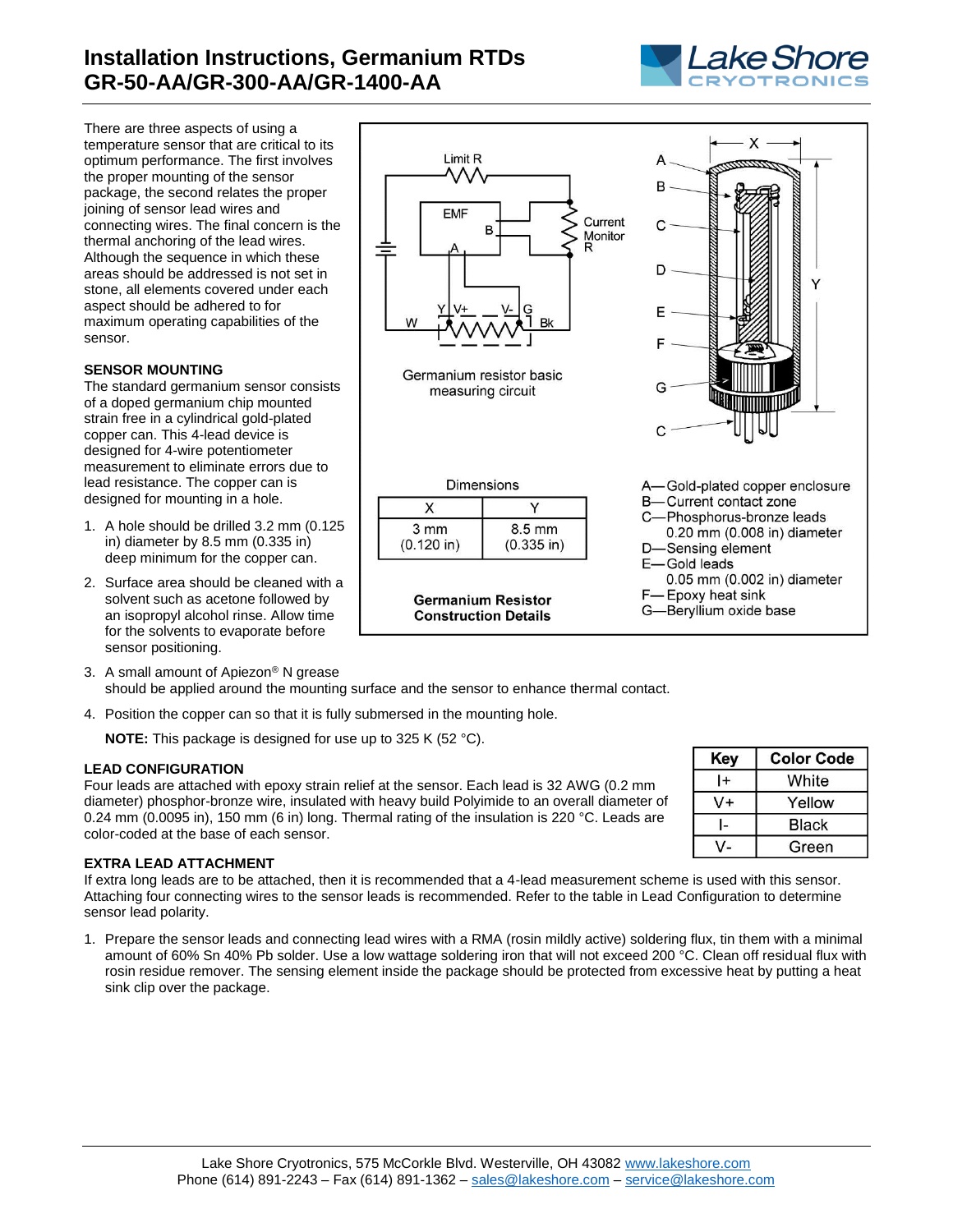# Installation Instructions, Germanium RTDs GR-50-AA/GR-300-AA/GR-1400-AA

There are three aspects of using a temperature sensor that are critical to its optimum performance. The first involves the proper mounting of the sensor package, the second relates the proper joining of sensor lead wires and connecting wires. The final concern is the thermal anchoring of the lead wires. Although the sequence in which these areas should be addressed is not set in stone, all elements covered under each aspect should be adhered to for maximum operating capabilities of the sensor.

Germanium resistor basic measuring circuit

Dimensions

| X | Y |
|---|---|
| 3 mm (0.120 in) | 8.5 mm (0.335 in) |

**Germanium Resistor Construction Details**

A—Gold-plated copper enclosure
B—Current contact zone
C—Phosphorus-bronze leads 0.20 mm (0.008 in) diameter
D—Sensing element
E—Gold leads 0.05 mm (0.002 in) diameter
F—Epoxy heat sink
G—Beryllium oxide base

### SENSOR MOUNTING

The standard germanium sensor consists of a doped germanium chip mounted strain free in a cylindrical gold-plated copper can. This 4-lead device is designed for 4-wire potentiometer measurement to eliminate errors due to lead resistance. The copper can is designed for mounting in a hole.

1. A hole should be drilled 3.2 mm (0.125 in) diameter by 8.5 mm (0.335 in) deep minimum for the copper can.
2. Surface area should be cleaned with a solvent such as acetone followed by an isopropyl alcohol rinse. Allow time for the solvents to evaporate before sensor positioning.
3. A small amount of Apiezon® N grease should be applied around the mounting surface and the sensor to enhance thermal contact.
4. Position the copper can so that it is fully submersed in the mounting hole.

   **NOTE:** This package is designed for use up to 325 K (52 °C).

### LEAD CONFIGURATION

Four leads are attached with epoxy strain relief at the sensor. Each lead is 32 AWG (0.2 mm diameter) phosphor-bronze wire, insulated with heavy build Polyimide to an overall diameter of 0.24 mm (0.0095 in), 150 mm (6 in) long. Thermal rating of the insulation is 220 °C. Leads are color-coded at the base of each sensor.

| Key | Color Code |
|---|---|
| I+ | White |
| V+ | Yellow |
| I- | Black |
| V- | Green |

### EXTRA LEAD ATTACHMENT

If extra long leads are to be attached, then it is recommended that a 4-lead measurement scheme is used with this sensor. Attaching four connecting wires to the sensor leads is recommended. Refer to the table in Lead Configuration to determine sensor lead polarity.

1. Prepare the sensor leads and connecting lead wires with a RMA (rosin mildly active) soldering flux, tin them with a minimal amount of 60% Sn 40% Pb solder. Use a low wattage soldering iron that will not exceed 200 °C. Clean off residual flux with rosin residue remover. The sensing element inside the package should be protected from excessive heat by putting a heat sink clip over the package.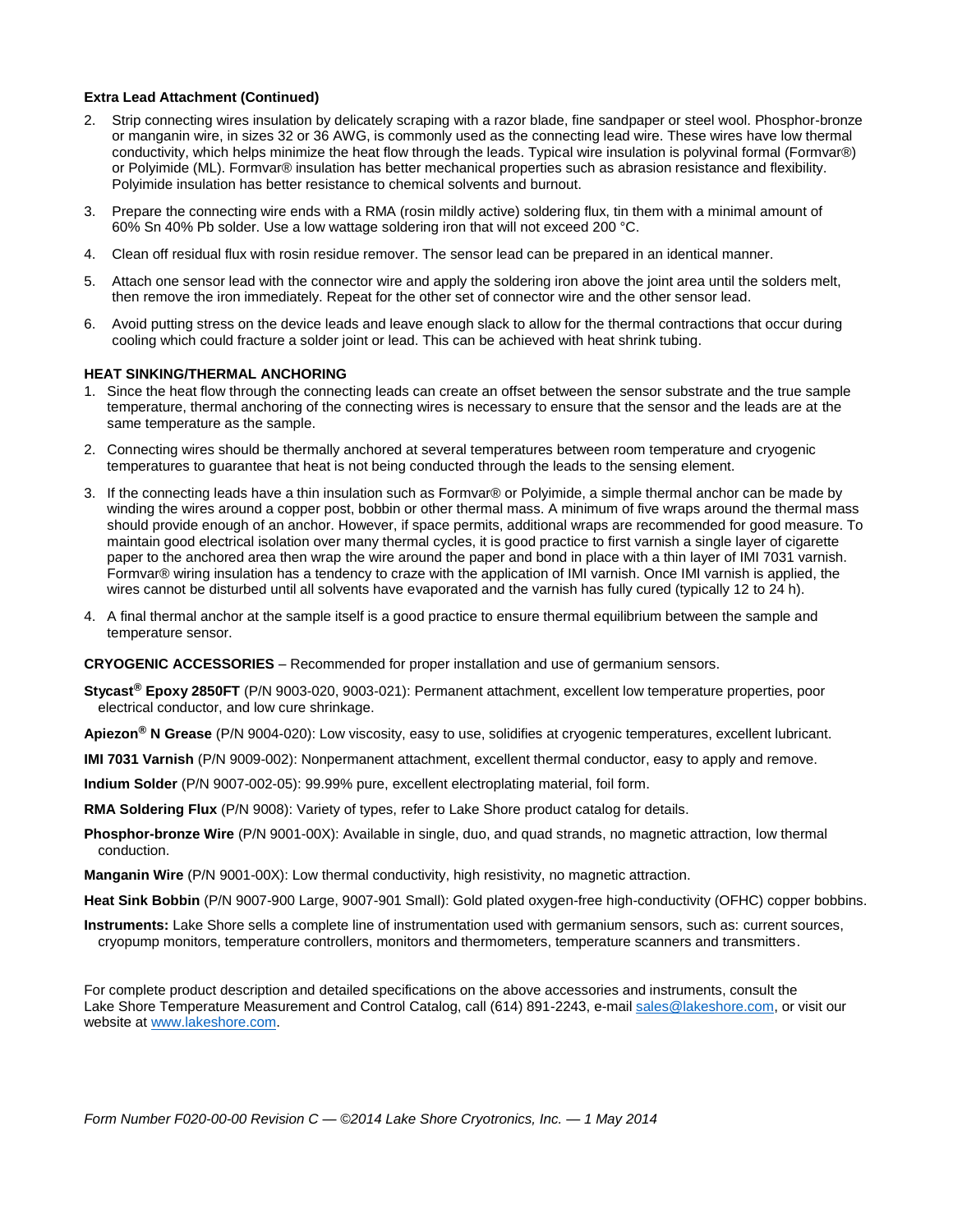**Extra Lead Attachment (Continued)**

2. Strip connecting wires insulation by delicately scraping with a razor blade, fine sandpaper or steel wool. Phosphor-bronze or manganin wire, in sizes 32 or 36 AWG, is commonly used as the connecting lead wire. These wires have low thermal conductivity, which helps minimize the heat flow through the leads. Typical wire insulation is polyvinal formal (Formvar®) or Polyimide (ML). Formvar® insulation has better mechanical properties such as abrasion resistance and flexibility. Polyimide insulation has better resistance to chemical solvents and burnout.

3. Prepare the connecting wire ends with a RMA (rosin mildly active) soldering flux, tin them with a minimal amount of 60% Sn 40% Pb solder. Use a low wattage soldering iron that will not exceed 200 °C.

4. Clean off residual flux with rosin residue remover. The sensor lead can be prepared in an identical manner.

5. Attach one sensor lead with the connector wire and apply the soldering iron above the joint area until the solders melt, then remove the iron immediately. Repeat for the other set of connector wire and the other sensor lead.

6. Avoid putting stress on the device leads and leave enough slack to allow for the thermal contractions that occur during cooling which could fracture a solder joint or lead. This can be achieved with heat shrink tubing.

**HEAT SINKING/THERMAL ANCHORING**

1. Since the heat flow through the connecting leads can create an offset between the sensor substrate and the true sample temperature, thermal anchoring of the connecting wires is necessary to ensure that the sensor and the leads are at the same temperature as the sample.

2. Connecting wires should be thermally anchored at several temperatures between room temperature and cryogenic temperatures to guarantee that heat is not being conducted through the leads to the sensing element.

3. If the connecting leads have a thin insulation such as Formvar® or Polyimide, a simple thermal anchor can be made by winding the wires around a copper post, bobbin or other thermal mass. A minimum of five wraps around the thermal mass should provide enough of an anchor. However, if space permits, additional wraps are recommended for good measure. To maintain good electrical isolation over many thermal cycles, it is good practice to first varnish a single layer of cigarette paper to the anchored area then wrap the wire around the paper and bond in place with a thin layer of IMI 7031 varnish. Formvar® wiring insulation has a tendency to craze with the application of IMI varnish. Once IMI varnish is applied, the wires cannot be disturbed until all solvents have evaporated and the varnish has fully cured (typically 12 to 24 h).

4. A final thermal anchor at the sample itself is a good practice to ensure thermal equilibrium between the sample and temperature sensor.

**CRYOGENIC ACCESSORIES** – Recommended for proper installation and use of germanium sensors.

**Stycast® Epoxy 2850FT** (P/N 9003-020, 9003-021): Permanent attachment, excellent low temperature properties, poor electrical conductor, and low cure shrinkage.

**Apiezon® N Grease** (P/N 9004-020): Low viscosity, easy to use, solidifies at cryogenic temperatures, excellent lubricant.

**IMI 7031 Varnish** (P/N 9009-002): Nonpermanent attachment, excellent thermal conductor, easy to apply and remove.

**Indium Solder** (P/N 9007-002-05): 99.99% pure, excellent electroplating material, foil form.

**RMA Soldering Flux** (P/N 9008): Variety of types, refer to Lake Shore product catalog for details.

**Phosphor-bronze Wire** (P/N 9001-00X): Available in single, duo, and quad strands, no magnetic attraction, low thermal conduction.

**Manganin Wire** (P/N 9001-00X): Low thermal conductivity, high resistivity, no magnetic attraction.

**Heat Sink Bobbin** (P/N 9007-900 Large, 9007-901 Small): Gold plated oxygen-free high-conductivity (OFHC) copper bobbins.

**Instruments:** Lake Shore sells a complete line of instrumentation used with germanium sensors, such as: current sources, cryopump monitors, temperature controllers, monitors and thermometers, temperature scanners and transmitters.

For complete product description and detailed specifications on the above accessories and instruments, consult the Lake Shore Temperature Measurement and Control Catalog, call (614) 891-2243, e-mail sales@lakeshore.com, or visit our website at www.lakeshore.com.

*Form Number F020-00-00 Revision C — ©2014 Lake Shore Cryotronics, Inc. — 1 May 2014*